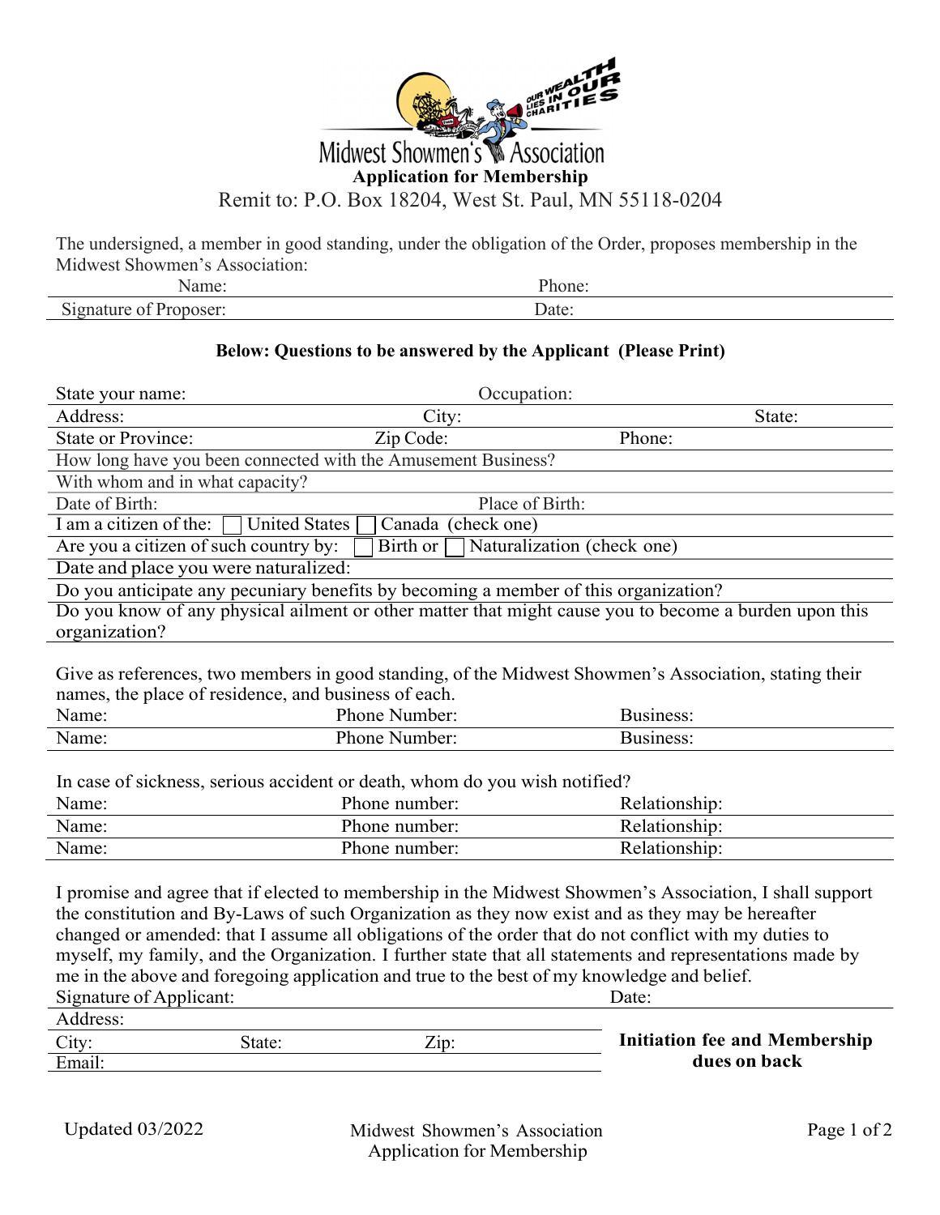# Midwest Showmen's Association

OUR WEALTH LIES IN OUR CHARITIES

## Application for Membership

Remit to: P.O. Box 18204, West St. Paul, MN 55118-0204

The undersigned, a member in good standing, under the obligation of the Order, proposes membership in the Midwest Showmen's Association:

Name: Phone:

Signature of Proposer: Date:

**Below: Questions to be answered by the Applicant (Please Print)**

State your name: Occupation:

Address: City: State:

State or Province: Zip Code: Phone:

How long have you been connected with the Amusement Business?

With whom and in what capacity?

Date of Birth: Place of Birth:

I am a citizen of the: ☐ United States ☐ Canada (check one)

Are you a citizen of such country by: ☐ Birth or ☐ Naturalization (check one)

Date and place you were naturalized:

Do you anticipate any pecuniary benefits by becoming a member of this organization?

Do you know of any physical ailment or other matter that might cause you to become a burden upon this organization?

Give as references, two members in good standing, of the Midwest Showmen's Association, stating their names, the place of residence, and business of each.

| Name: | Phone Number: | Business: |
|---|---|---|
| Name: | Phone Number: | Business: |

In case of sickness, serious accident or death, whom do you wish notified?

| Name: | Phone number: | Relationship: |
|---|---|---|
| Name: | Phone number: | Relationship: |
| Name: | Phone number: | Relationship: |

I promise and agree that if elected to membership in the Midwest Showmen's Association, I shall support the constitution and By-Laws of such Organization as they now exist and as they may be hereafter changed or amended: that I assume all obligations of the order that do not conflict with my duties to myself, my family, and the Organization. I further state that all statements and representations made by me in the above and foregoing application and true to the best of my knowledge and belief.

Signature of Applicant: Date:

Address:

City: State: Zip:

Email:

**Initiation fee and Membership dues on back**

Updated 03/2022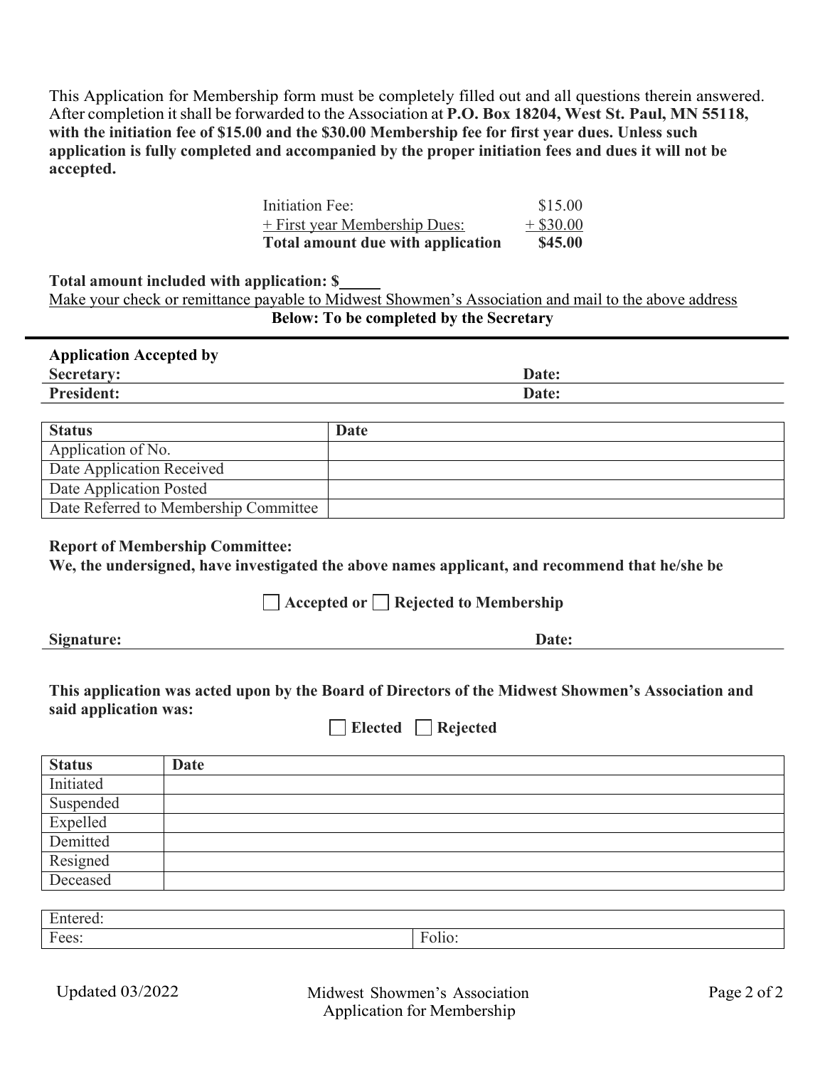This Application for Membership form must be completely filled out and all questions therein answered. After completion it shall be forwarded to the Association at **P.O. Box 18204, West St. Paul, MN 55118, with the initiation fee of $15.00 and the $30.00 Membership fee for first year dues. Unless such application is fully completed and accompanied by the proper initiation fees and dues it will not be accepted.**

| | |
|---|---|
| Initiation Fee: | $15.00 |
| + First year Membership Dues: | + $30.00 |
| **Total amount due with application** | **$45.00** |

**Total amount included with application: $_____**

Make your check or remittance payable to Midwest Showmen's Association and mail to the above address

**Below: To be completed by the Secretary**

---

**Application Accepted by**

| | |
|---|---|
| **Secretary:** | **Date:** |
| **President:** | **Date:** |

| **Status** | **Date** |
|---|---|
| Application of No. | |
| Date Application Received | |
| Date Application Posted | |
| Date Referred to Membership Committee | |

**Report of Membership Committee:**

**We, the undersigned, have investigated the above names applicant, and recommend that he/she be**

☐ **Accepted or** ☐ **Rejected to Membership**

| | |
|---|---|
| **Signature:** | **Date:** |

**This application was acted upon by the Board of Directors of the Midwest Showmen's Association and said application was:**

☐ **Elected** ☐ **Rejected**

| **Status** | **Date** |
|---|---|
| Initiated | |
| Suspended | |
| Expelled | |
| Demitted | |
| Resigned | |
| Deceased | |

| | |
|---|---|
| Entered: | |
| Fees: | Folio: |

Updated 03/2022

Midwest Showmen's Association
Application for Membership